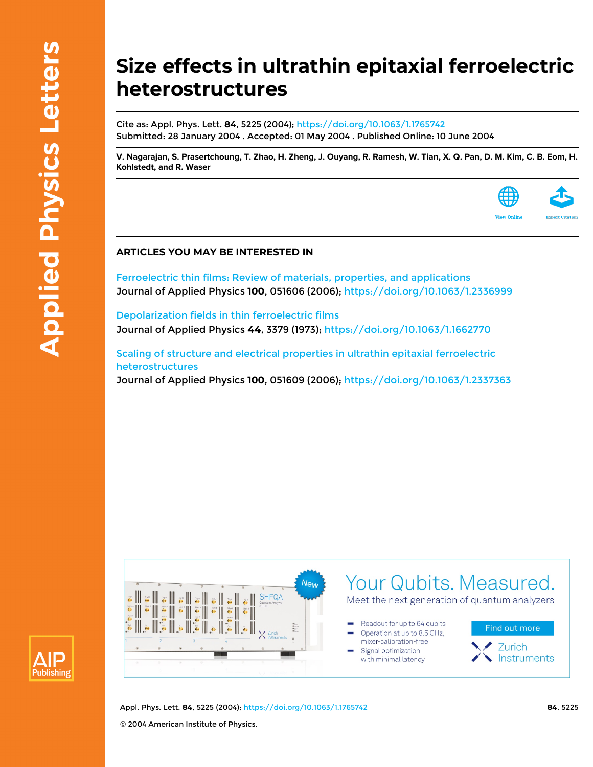# Size effects in ultrathin epitaxial ferroelectric heterostructures

Cite as: Appl. Phys. Lett. **84**, 5225 (2004); https://doi.org/10.1063/1.1765742
Submitted: 28 January 2004 . Accepted: 01 May 2004 . Published Online: 10 June 2004

**V. Nagarajan, S. Prasertchoung, T. Zhao, H. Zheng, J. Ouyang, R. Ramesh, W. Tian, X. Q. Pan, D. M. Kim, C. B. Eom, H. Kohlstedt, and R. Waser**

## ARTICLES YOU MAY BE INTERESTED IN

Ferroelectric thin films: Review of materials, properties, and applications
Journal of Applied Physics **100**, 051606 (2006); https://doi.org/10.1063/1.2336999

Depolarization fields in thin ferroelectric films
Journal of Applied Physics **44**, 3379 (1973); https://doi.org/10.1063/1.1662770

Scaling of structure and electrical properties in ultrathin epitaxial ferroelectric heterostructures
Journal of Applied Physics **100**, 051609 (2006); https://doi.org/10.1063/1.2337363

© 2004 American Institute of Physics.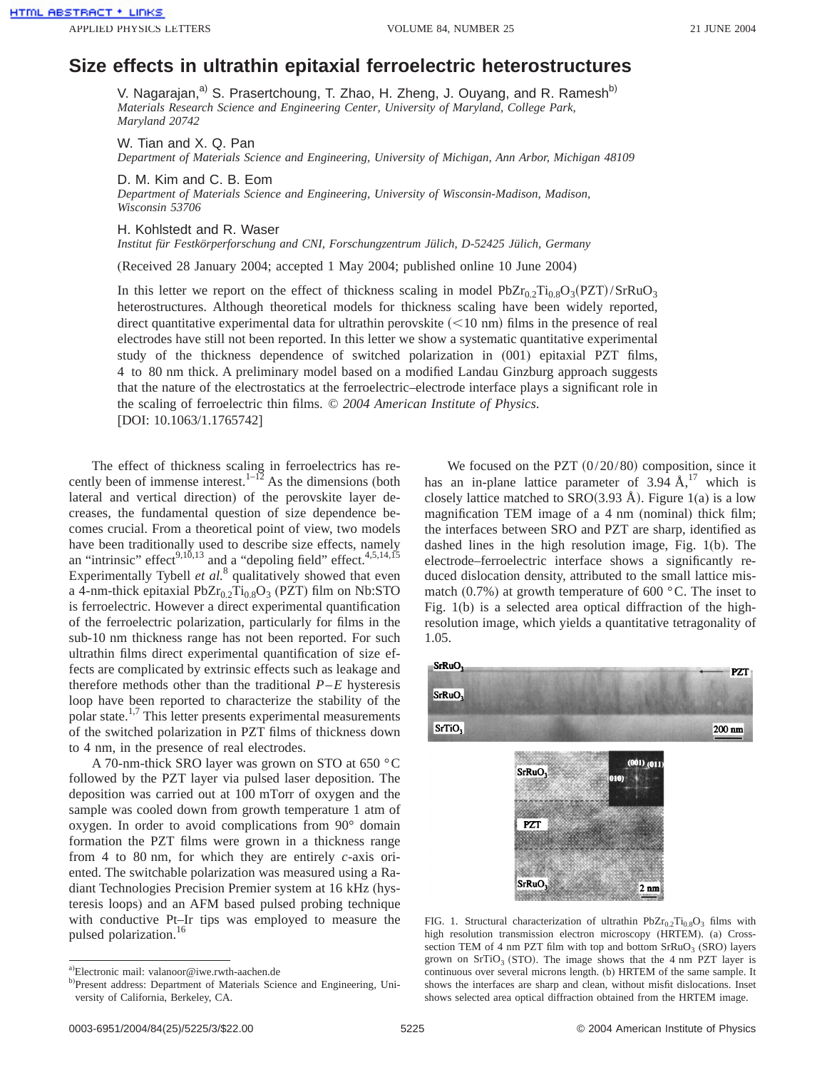# Size effects in ultrathin epitaxial ferroelectric heterostructures

V. Nagarajan,[a] S. Prasertchoung, T. Zhao, H. Zheng, J. Ouyang, and R. Ramesh[b]
*Materials Research Science and Engineering Center, University of Maryland, College Park, Maryland 20742*

W. Tian and X. Q. Pan
*Department of Materials Science and Engineering, University of Michigan, Ann Arbor, Michigan 48109*

D. M. Kim and C. B. Eom
*Department of Materials Science and Engineering, University of Wisconsin-Madison, Madison, Wisconsin 53706*

H. Kohlstedt and R. Waser
*Institut für Festkörperforschung and CNI, Forschungszentrum Jülich, D-52425 Jülich, Germany*

(Received 28 January 2004; accepted 1 May 2004; published online 10 June 2004)

In this letter we report on the effect of thickness scaling in model $PbZr_{0.2}Ti_{0.8}O_3$(PZT)/$SrRuO_3$ heterostructures. Although theoretical models for thickness scaling have been widely reported, direct quantitative experimental data for ultrathin perovskite (<10 nm) films in the presence of real electrodes have still not been reported. In this letter we show a systematic quantitative experimental study of the thickness dependence of switched polarization in (001) epitaxial PZT films, 4 to 80 nm thick. A preliminary model based on a modified Landau Ginzburg approach suggests that the nature of the electrostatics at the ferroelectric–electrode interface plays a significant role in the scaling of ferroelectric thin films. © *2004 American Institute of Physics.* [DOI: 10.1063/1.1765742]

The effect of thickness scaling in ferroelectrics has recently been of immense interest.[1–12] As the dimensions (both lateral and vertical direction) of the perovskite layer decreases, the fundamental question of size dependence becomes crucial. From a theoretical point of view, two models have been traditionally used to describe size effects, namely an "intrinsic" effect[9,10,13] and a "depoling field" effect.[4,5,14,15] Experimentally Tybell *et al.*[8] qualitatively showed that even a 4-nm-thick epitaxial $PbZr_{0.2}Ti_{0.8}O_3$ (PZT) film on Nb:STO is ferroelectric. However a direct experimental quantification of the ferroelectric polarization, particularly for films in the sub-10 nm thickness range has not been reported. For such ultrathin films direct experimental quantification of size effects are complicated by extrinsic effects such as leakage and therefore methods other than the traditional $P$–$E$ hysteresis loop have been reported to characterize the stability of the polar state.[1,7] This letter presents experimental measurements of the switched polarization in PZT films of thickness down to 4 nm, in the presence of real electrodes.

A 70-nm-thick SRO layer was grown on STO at 650 °C followed by the PZT layer via pulsed laser deposition. The deposition was carried out at 100 mTorr of oxygen and the sample was cooled down from growth temperature 1 atm of oxygen. In order to avoid complications from 90° domain formation the PZT films were grown in a thickness range from 4 to 80 nm, for which they are entirely *c*-axis oriented. The switchable polarization was measured using a Radiant Technologies Precision Premier system at 16 kHz (hysteresis loops) and an AFM based pulsed probing technique with conductive Pt–Ir tips was employed to measure the pulsed polarization.[16]

We focused on the PZT (0/20/80) composition, since it has an in-plane lattice parameter of 3.94 Å,[17] which is closely lattice matched to SRO(3.93 Å). Figure 1(a) is a low magnification TEM image of a 4 nm (nominal) thick film; the interfaces between SRO and PZT are sharp, identified as dashed lines in the high resolution image, Fig. 1(b). The electrode–ferroelectric interface shows a significantly reduced dislocation density, attributed to the small lattice mismatch (0.7%) at growth temperature of 600 °C. The inset to Fig. 1(b) is a selected area optical diffraction of the high-resolution image, which yields a quantitative tetragonality of 1.05.

FIG. 1. Structural characterization of ultrathin $PbZr_{0.2}Ti_{0.8}O_3$ films with high resolution transmission electron microscopy (HRTEM). (a) Cross-section TEM of 4 nm PZT film with top and bottom $SrRuO_3$ (SRO) layers grown on $SrTiO_3$ (STO). The image shows that the 4 nm PZT layer is continuous over several microns length. (b) HRTEM of the same sample. It shows the interfaces are sharp and clean, without misfit dislocations. Inset shows selected area optical diffraction obtained from the HRTEM image.

---

[a] Electronic mail: valanoor@iwe.rwth-aachen.de

[b] Present address: Department of Materials Science and Engineering, University of California, Berkeley, CA.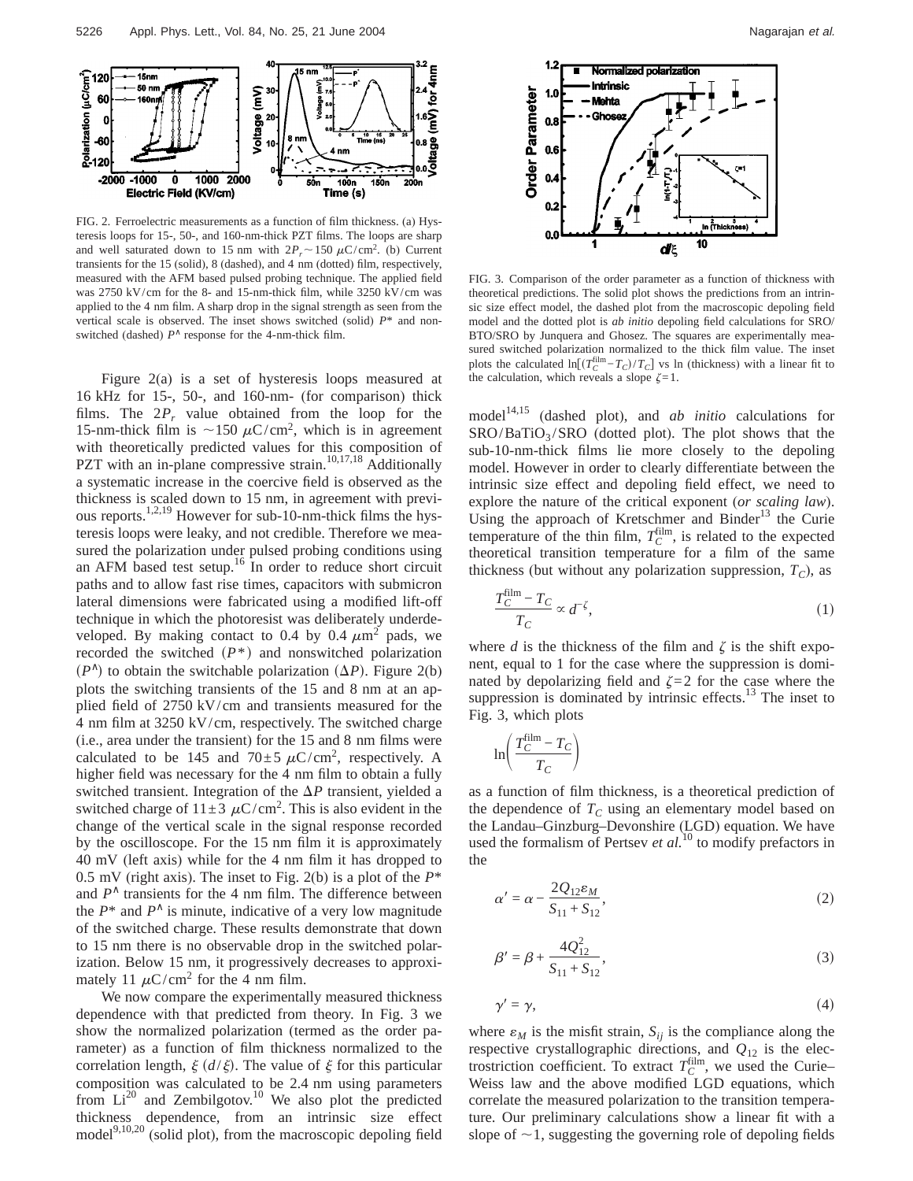FIG. 2. Ferroelectric measurements as a function of film thickness. (a) Hysteresis loops for 15-, 50-, and 160-nm-thick PZT films. The loops are sharp and well saturated down to 15 nm with $2P_r \sim 150\ \mu C/cm^2$. (b) Current transients for the 15 (solid), 8 (dashed), and 4 nm (dotted) film, respectively, measured with the AFM based pulsed probing technique. The applied field was 2750 kV/cm for the 8- and 15-nm-thick film, while 3250 kV/cm was applied to the 4 nm film. A sharp drop in the signal strength as seen from the vertical scale is observed. The inset shows switched (solid) $P^*$ and nonswitched (dashed) $P^\wedge$ response for the 4-nm-thick film.

Figure 2(a) is a set of hysteresis loops measured at 16 kHz for 15-, 50-, and 160-nm- (for comparison) thick films. The $2P_r$ value obtained from the loop for the 15-nm-thick film is $\sim 150\ \mu C/cm^2$, which is in agreement with theoretically predicted values for this composition of PZT with an in-plane compressive strain.[10,17,18] Additionally a systematic increase in the coercive field is observed as the thickness is scaled down to 15 nm, in agreement with previous reports.[1,2,19] However for sub-10-nm-thick films the hysteresis loops were leaky, and not credible. Therefore we measured the polarization under pulsed probing conditions using an AFM based test setup.[16] In order to reduce short circuit paths and to allow fast rise times, capacitors with submicron lateral dimensions were fabricated using a modified lift-off technique in which the photoresist was deliberately underdeveloped. By making contact to 0.4 by 0.4 $\mu m^2$ pads, we recorded the switched ($P^*$) and nonswitched polarization ($P^\wedge$) to obtain the switchable polarization ($\Delta P$). Figure 2(b) plots the switching transients of the 15 and 8 nm at an applied field of 2750 kV/cm and transients measured for the 4 nm film at 3250 kV/cm, respectively. The switched charge (i.e., area under the transient) for the 15 and 8 nm films were calculated to be 145 and $70 \pm 5\ \mu C/cm^2$, respectively. A higher field was necessary for the 4 nm film to obtain a fully switched transient. Integration of the $\Delta P$ transient, yielded a switched charge of $11 \pm 3\ \mu C/cm^2$. This is also evident in the change of the vertical scale in the signal response recorded by the oscilloscope. For the 15 nm film it is approximately 40 mV (left axis) while for the 4 nm film it has dropped to 0.5 mV (right axis). The inset to Fig. 2(b) is a plot of the $P^*$ and $P^\wedge$ transients for the 4 nm film. The difference between the $P^*$ and $P^\wedge$ is minute, indicative of a very low magnitude of the switched charge. These results demonstrate that down to 15 nm there is no observable drop in the switched polarization. Below 15 nm, it progressively decreases to approximately 11 $\mu C/cm^2$ for the 4 nm film.

We now compare the experimentally measured thickness dependence with that predicted from theory. In Fig. 3 we show the normalized polarization (termed as the order parameter) as a function of film thickness normalized to the correlation length, $\xi$ ($d/\xi$). The value of $\xi$ for this particular composition was calculated to be 2.4 nm using parameters from Li[20] and Zembilgotov.[10] We also plot the predicted thickness dependence, from an intrinsic size effect model[9,10,20] (solid plot), from the macroscopic depoling field model[14,15] (dashed plot), and *ab initio* calculations for $SRO/BaTiO_3/SRO$ (dotted plot). The plot shows that the sub-10-nm-thick films lie more closely to the depoling model. However in order to clearly differentiate between the intrinsic size effect and depoling field effect, we need to explore the nature of the critical exponent (*or scaling law*). Using the approach of Kretschmer and Binder[13] the Curie temperature of the thin film, $T_C^{\mathrm{film}}$, is related to the expected theoretical transition temperature for a film of the same thickness (but without any polarization suppression, $T_C$), as

FIG. 3. Comparison of the order parameter as a function of thickness with theoretical predictions. The solid plot shows the predictions from an intrinsic size effect model, the dashed plot from the macroscopic depoling field model and the dotted plot is *ab initio* depoling field calculations for SRO/BTO/SRO by Junquera and Ghosez. The squares are experimentally measured switched polarization normalized to the thick film value. The inset plots the calculated $\ln[(T_C^{\mathrm{film}} - T_C)/T_C]$ vs ln (thickness) with a linear fit to the calculation, which reveals a slope $\zeta = 1$.

$$\frac{T_C^{\mathrm{film}} - T_C}{T_C} \propto d^{-\zeta}, \tag{1}$$

where $d$ is the thickness of the film and $\zeta$ is the shift exponent, equal to 1 for the case where the suppression is dominated by depolarizing field and $\zeta = 2$ for the case where the suppression is dominated by intrinsic effects.[13] The inset to Fig. 3, which plots

$$\ln\left(\frac{T_C^{\mathrm{film}} - T_C}{T_C}\right)$$

as a function of film thickness, is a theoretical prediction of the dependence of $T_C$ using an elementary model based on the Landau–Ginzburg–Devonshire (LGD) equation. We have used the formalism of Pertsev *et al.*[10] to modify prefactors in the

$$\alpha' = \alpha - \frac{2Q_{12}\varepsilon_M}{S_{11} + S_{12}}, \tag{2}$$

$$\beta' = \beta + \frac{4Q_{12}^2}{S_{11} + S_{12}}, \tag{3}$$

$$\gamma' = \gamma, \tag{4}$$

where $\varepsilon_M$ is the misfit strain, $S_{ij}$ is the compliance along the respective crystallographic directions, and $Q_{12}$ is the electrostriction coefficient. To extract $T_C^{\mathrm{film}}$, we used the Curie–Weiss law and the above modified LGD equations, which correlate the measured polarization to the transition temperature. Our preliminary calculations show a linear fit with a slope of $\sim 1$, suggesting the governing role of depoling fields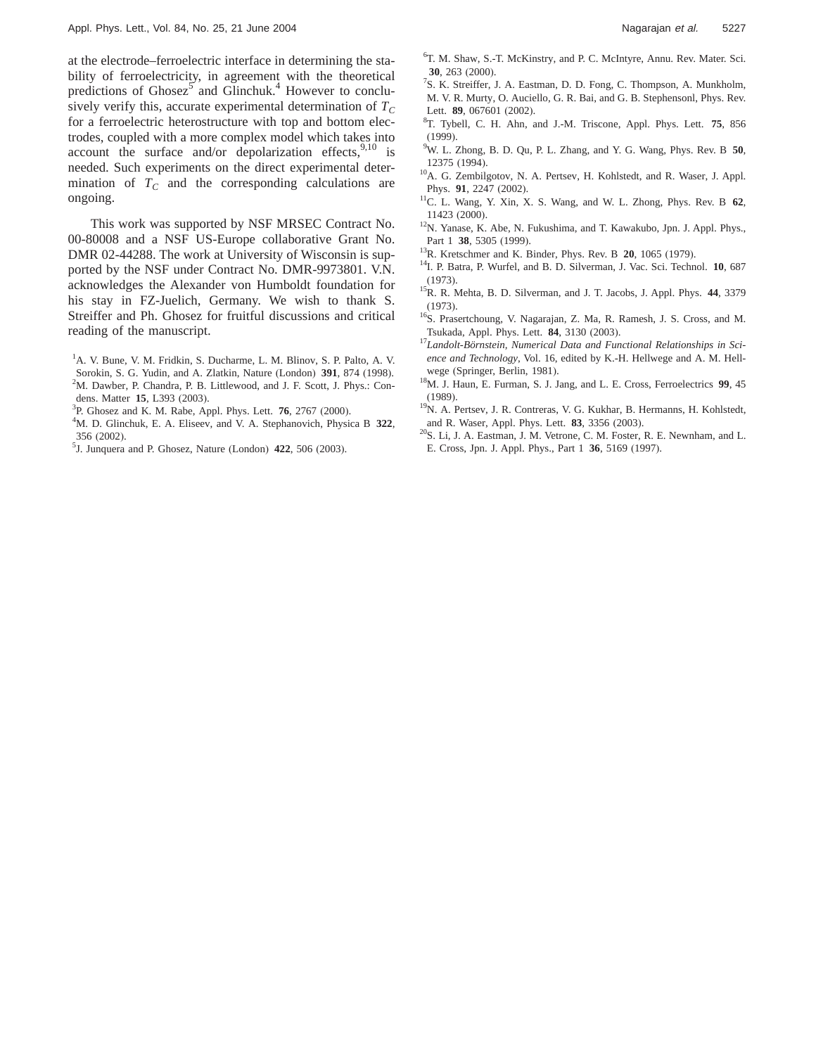at the electrode–ferroelectric interface in determining the stability of ferroelectricity, in agreement with the theoretical predictions of Ghosez[5] and Glinchuk.[4] However to conclusively verify this, accurate experimental determination of $T_C$ for a ferroelectric heterostructure with top and bottom electrodes, coupled with a more complex model which takes into account the surface and/or depolarization effects,[9,10] is needed. Such experiments on the direct experimental determination of $T_C$ and the corresponding calculations are ongoing.

This work was supported by NSF MRSEC Contract No. 00-80008 and a NSF US-Europe collaborative Grant No. DMR 02-44288. The work at University of Wisconsin is supported by the NSF under Contract No. DMR-9973801. V.N. acknowledges the Alexander von Humboldt foundation for his stay in FZ-Juelich, Germany. We wish to thank S. Streiffer and Ph. Ghosez for fruitful discussions and critical reading of the manuscript.

[1] A. V. Bune, V. M. Fridkin, S. Ducharme, L. M. Blinov, S. P. Palto, A. V. Sorokin, S. G. Yudin, and A. Zlatkin, Nature (London) **391**, 874 (1998).

[2] M. Dawber, P. Chandra, P. B. Littlewood, and J. F. Scott, J. Phys.: Condens. Matter **15**, L393 (2003).

[3] P. Ghosez and K. M. Rabe, Appl. Phys. Lett. **76**, 2767 (2000).

[4] M. D. Glinchuk, E. A. Eliseev, and V. A. Stephanovich, Physica B **322**, 356 (2002).

[5] J. Junquera and P. Ghosez, Nature (London) **422**, 506 (2003).

[6] T. M. Shaw, S.-T. McKinstry, and P. C. McIntyre, Annu. Rev. Mater. Sci. **30**, 263 (2000).

[7] S. K. Streiffer, J. A. Eastman, D. D. Fong, C. Thompson, A. Munkholm, M. V. R. Murty, O. Auciello, G. R. Bai, and G. B. Stephensonl, Phys. Rev. Lett. **89**, 067601 (2002).

[8] T. Tybell, C. H. Ahn, and J.-M. Triscone, Appl. Phys. Lett. **75**, 856 (1999).

[9] W. L. Zhong, B. D. Qu, P. L. Zhang, and Y. G. Wang, Phys. Rev. B **50**, 12375 (1994).

[10] A. G. Zembilgotov, N. A. Pertsev, H. Kohlstedt, and R. Waser, J. Appl. Phys. **91**, 2247 (2002).

[11] C. L. Wang, Y. Xin, X. S. Wang, and W. L. Zhong, Phys. Rev. B **62**, 11423 (2000).

[12] N. Yanase, K. Abe, N. Fukushima, and T. Kawakubo, Jpn. J. Appl. Phys., Part 1 **38**, 5305 (1999).

[13] R. Kretschmer and K. Binder, Phys. Rev. B **20**, 1065 (1979).

[14] I. P. Batra, P. Wurfel, and B. D. Silverman, J. Vac. Sci. Technol. **10**, 687 (1973).

[15] R. R. Mehta, B. D. Silverman, and J. T. Jacobs, J. Appl. Phys. **44**, 3379 (1973).

[16] S. Prasertchoung, V. Nagarajan, Z. Ma, R. Ramesh, J. S. Cross, and M. Tsukada, Appl. Phys. Lett. **84**, 3130 (2003).

[17] *Landolt-Börnstein, Numerical Data and Functional Relationships in Science and Technology*, Vol. 16, edited by K.-H. Hellwege and A. M. Hellwege (Springer, Berlin, 1981).

[18] M. J. Haun, E. Furman, S. J. Jang, and L. E. Cross, Ferroelectrics **99**, 45 (1989).

[19] N. A. Pertsev, J. R. Contreras, V. G. Kukhar, B. Hermanns, H. Kohlstedt, and R. Waser, Appl. Phys. Lett. **83**, 3356 (2003).

[20] S. Li, J. A. Eastman, J. M. Vetrone, C. M. Foster, R. E. Newnham, and L. E. Cross, Jpn. J. Appl. Phys., Part 1 **36**, 5169 (1997).